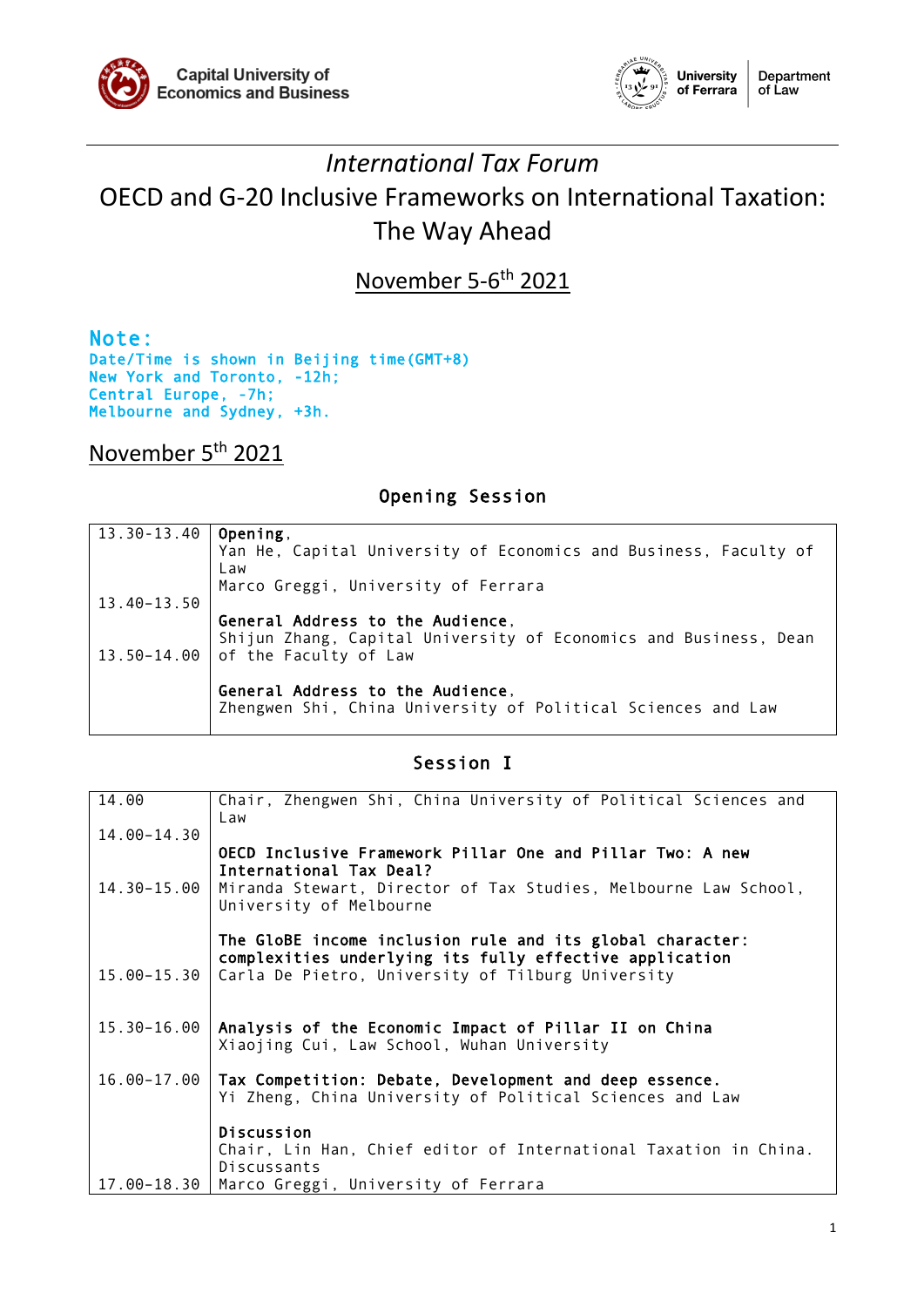Capital University of Economics and Business

University of Ferrara | Department of Law

# *International Tax Forum*

# OECD and G-20 Inclusive Frameworks on International Taxation: The Way Ahead

November 5-6th 2021

**Note:**
Date/Time is shown in Beijing time(GMT+8)
New York and Toronto, -12h;
Central Europe, -7h;
Melbourne and Sydney, +3h.

## November 5th 2021

### Opening Session

| | |
|---|---|
| 13.30-13.40 | **Opening**,<br>Yan He, Capital University of Economics and Business, Faculty of Law<br>Marco Greggi, University of Ferrara |
| 13.40-13.50 | **General Address to the Audience**,<br>Shijun Zhang, Capital University of Economics and Business, Dean of the Faculty of Law |
| 13.50-14.00 | **General Address to the Audience**,<br>Zhengwen Shi, China University of Political Sciences and Law |

### Session I

| | |
|---|---|
| 14.00 | Chair, Zhengwen Shi, China University of Political Sciences and Law |
| 14.00-14.30 | **OECD Inclusive Framework Pillar One and Pillar Two: A new International Tax Deal?**<br>Miranda Stewart, Director of Tax Studies, Melbourne Law School, University of Melbourne |
| 14.30-15.00 | **The GloBE income inclusion rule and its global character: complexities underlying its fully effective application**<br>Carla De Pietro, University of Tilburg University |
| 15.00-15.30 | **Analysis of the Economic Impact of Pillar II on China**<br>Xiaojing Cui, Law School, Wuhan University |
| 15.30-16.00 | **Tax Competition: Debate, Development and deep essence.**<br>Yi Zheng, China University of Political Sciences and Law |
| 16.00-17.00 | **Discussion**<br>Chair, Lin Han, Chief editor of International Taxation in China.<br>Discussants<br>Marco Greggi, University of Ferrara |
| 17.00-18.30 | |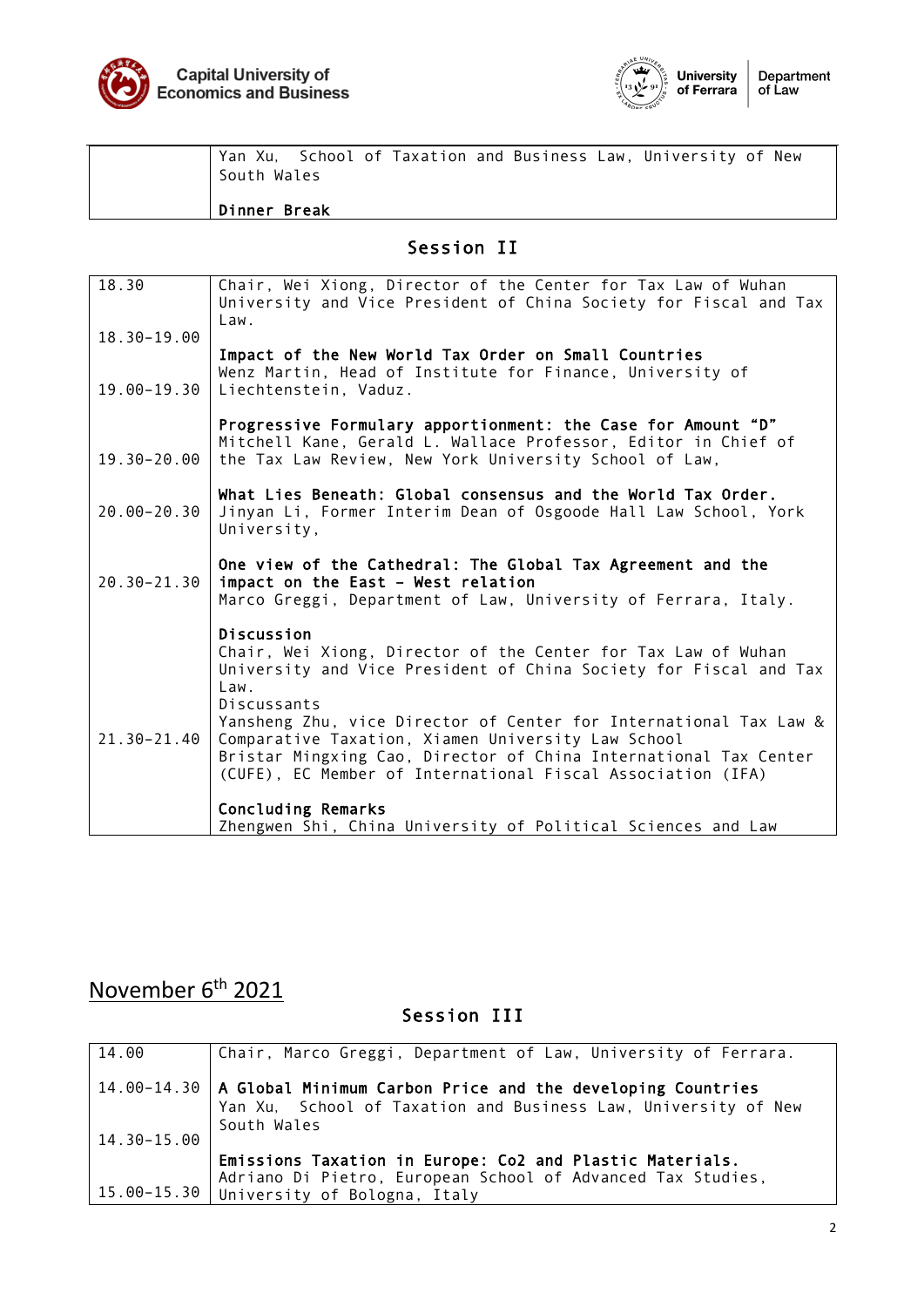| | Yan Xu, School of Taxation and Business Law, University of New South Wales<br><br>**Dinner Break** |
|---|---|

## Session II

| | |
|---|---|
| 18.30 | Chair, Wei Xiong, Director of the Center for Tax Law of Wuhan University and Vice President of China Society for Fiscal and Tax Law. |
| 18.30-19.00 | **Impact of the New World Tax Order on Small Countries**<br>Wenz Martin, Head of Institute for Finance, University of Liechtenstein, Vaduz. |
| 19.00-19.30 | **Progressive Formulary apportionment: the Case for Amount "D"**<br>Mitchell Kane, Gerald L. Wallace Professor, Editor in Chief of the Tax Law Review, New York University School of Law, |
| 19.30-20.00 | **What Lies Beneath: Global consensus and the World Tax Order.**<br>Jinyan Li, Former Interim Dean of Osgoode Hall Law School, York University, |
| 20.00-20.30 | **One view of the Cathedral: The Global Tax Agreement and the impact on the East – West relation**<br>Marco Greggi, Department of Law, University of Ferrara, Italy. |
| 20.30-21.30 | **Discussion**<br>Chair, Wei Xiong, Director of the Center for Tax Law of Wuhan University and Vice President of China Society for Fiscal and Tax Law.<br>Discussants<br>Yansheng Zhu, vice Director of Center for International Tax Law & Comparative Taxation, Xiamen University Law School<br>Bristar Mingxing Cao, Director of China International Tax Center (CUFE), EC Member of International Fiscal Association (IFA) |
| 21.30-21.40 | **Concluding Remarks**<br>Zhengwen Shi, China University of Political Sciences and Law |

## November 6th 2021

## Session III

| | |
|---|---|
| 14.00 | Chair, Marco Greggi, Department of Law, University of Ferrara. |
| 14.00-14.30 | **A Global Minimum Carbon Price and the developing Countries**<br>Yan Xu, School of Taxation and Business Law, University of New South Wales |
| 14.30-15.00 | **Emissions Taxation in Europe: Co2 and Plastic Materials.**<br>Adriano Di Pietro, European School of Advanced Tax Studies, University of Bologna, Italy |
| 15.00-15.30 | |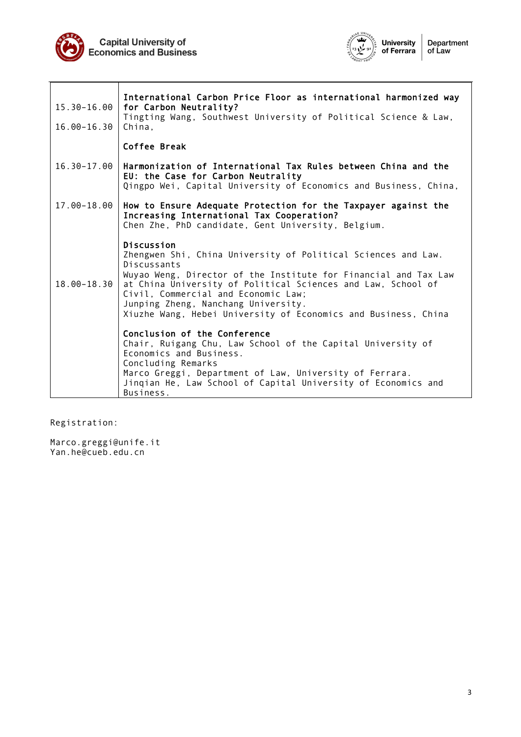| | |
|---|---|
| 15.30-16.00 | **International Carbon Price Floor as international harmonized way for Carbon Neutrality?** Tingting Wang, Southwest University of Political Science & Law, China, |
| 16.00-16.30 | **Coffee Break** |
| 16.30-17.00 | **Harmonization of International Tax Rules between China and the EU: the Case for Carbon Neutrality** Qingpo Wei, Capital University of Economics and Business, China, |
| 17.00-18.00 | **How to Ensure Adequate Protection for the Taxpayer against the Increasing International Tax Cooperation?** Chen Zhe, PhD candidate, Gent University, Belgium. |
| 18.00-18.30 | **Discussion** Zhengwen Shi, China University of Political Sciences and Law. Discussants Wuyao Weng, Director of the Institute for Financial and Tax Law at China University of Political Sciences and Law, School of Civil, Commercial and Economic Law; Junping Zheng, Nanchang University. Xiuzhe Wang, Hebei University of Economics and Business, China |
| | **Conclusion of the Conference** Chair, Ruigang Chu, Law School of the Capital University of Economics and Business. Concluding Remarks Marco Greggi, Department of Law, University of Ferrara. Jinqian He, Law School of Capital University of Economics and Business. |

Registration:

Marco.greggi@unife.it
Yan.he@cueb.edu.cn